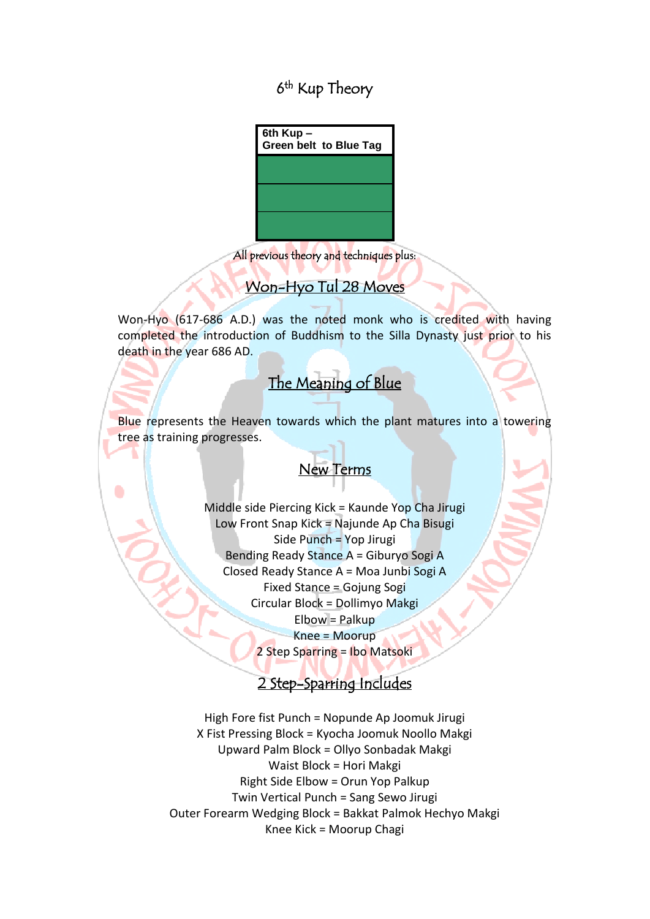# 6th Kup Theory

| 6th Kup – Green belt to Blue Tag |
|---|

All previous theory and techniques plus:

## Won-Hyo Tul 28 Moves

Won-Hyo (617-686 A.D.) was the noted monk who is credited with having completed the introduction of Buddhism to the Silla Dynasty just prior to his death in the year 686 AD.

## The Meaning of Blue

Blue represents the Heaven towards which the plant matures into a towering tree as training progresses.

## New Terms

Middle side Piercing Kick = Kaunde Yop Cha Jirugi
Low Front Snap Kick = Najunde Ap Cha Bisugi
Side Punch = Yop Jirugi
Bending Ready Stance A = Giburyo Sogi A
Closed Ready Stance A = Moa Junbi Sogi A
Fixed Stance = Gojung Sogi
Circular Block = Dollimyo Makgi
Elbow = Palkup
Knee = Moorup
2 Step Sparring = Ibo Matsoki

## 2 Step-Sparring Includes

High Fore fist Punch = Nopunde Ap Joomuk Jirugi
X Fist Pressing Block = Kyocha Joomuk Noollo Makgi
Upward Palm Block = Ollyo Sonbadak Makgi
Waist Block = Hori Makgi
Right Side Elbow = Orun Yop Palkup
Twin Vertical Punch = Sang Sewo Jirugi
Outer Forearm Wedging Block = Bakkat Palmok Hechyo Makgi
Knee Kick = Moorup Chagi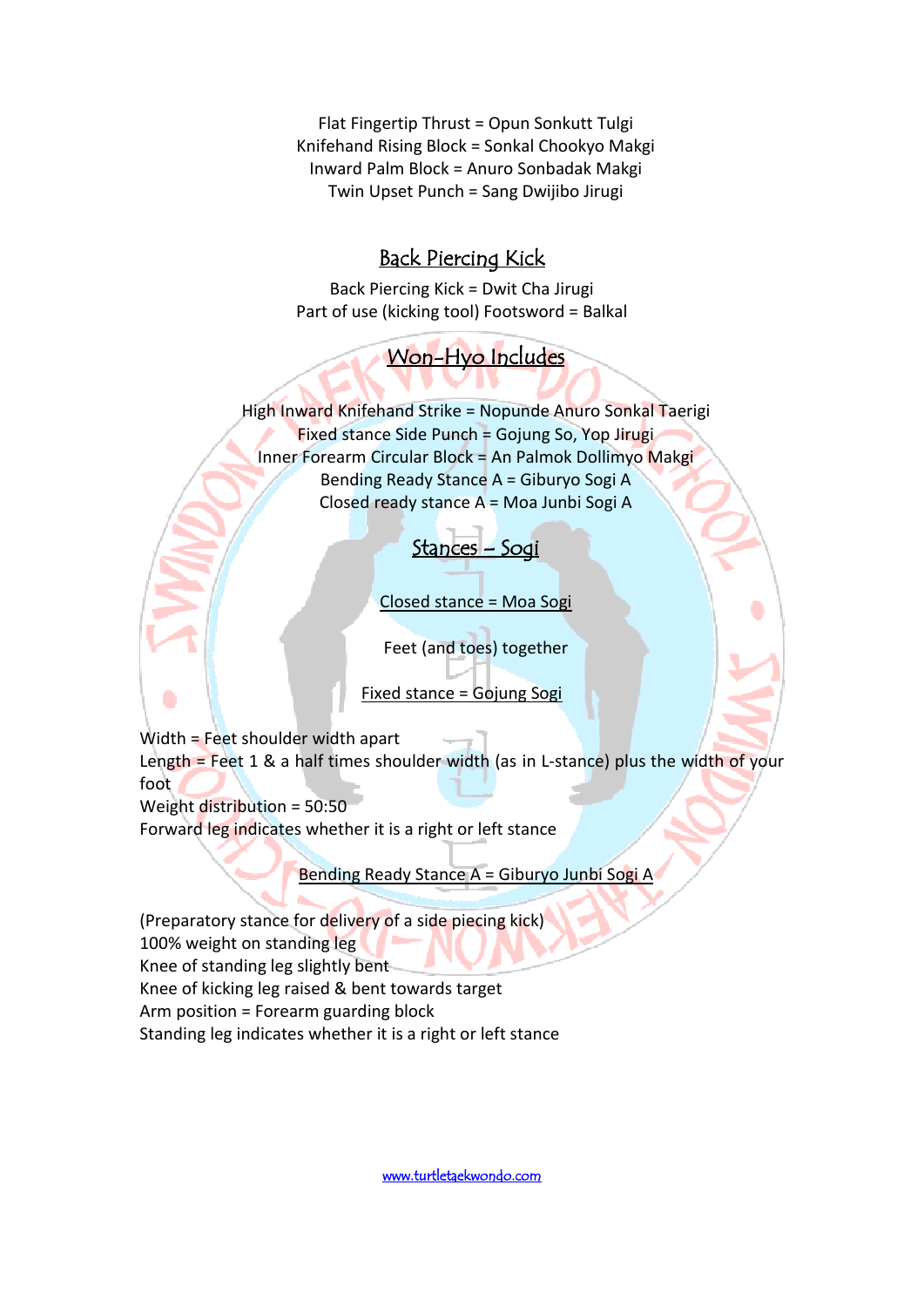Flat Fingertip Thrust = Opun Sonkutt Tulgi
Knifehand Rising Block = Sonkal Chookyo Makgi
Inward Palm Block = Anuro Sonbadak Makgi
Twin Upset Punch = Sang Dwijibo Jirugi

## Back Piercing Kick

Back Piercing Kick = Dwit Cha Jirugi
Part of use (kicking tool) Footsword = Balkal

## Won-Hyo Includes

High Inward Knifehand Strike = Nopunde Anuro Sonkal Taerigi
Fixed stance Side Punch = Gojung So, Yop Jirugi
Inner Forearm Circular Block = An Palmok Dollimyo Makgi
Bending Ready Stance A = Giburyo Sogi A
Closed ready stance A = Moa Junbi Sogi A

## Stances – Sogi

### Closed stance = Moa Sogi

Feet (and toes) together

### Fixed stance = Gojung Sogi

Width = Feet shoulder width apart
Length = Feet 1 & a half times shoulder width (as in L-stance) plus the width of your foot
Weight distribution = 50:50
Forward leg indicates whether it is a right or left stance

### Bending Ready Stance A = Giburyo Junbi Sogi A

(Preparatory stance for delivery of a side piecing kick)
100% weight on standing leg
Knee of standing leg slightly bent
Knee of kicking leg raised & bent towards target
Arm position = Forearm guarding block
Standing leg indicates whether it is a right or left stance

www.turtletaekwondo.com